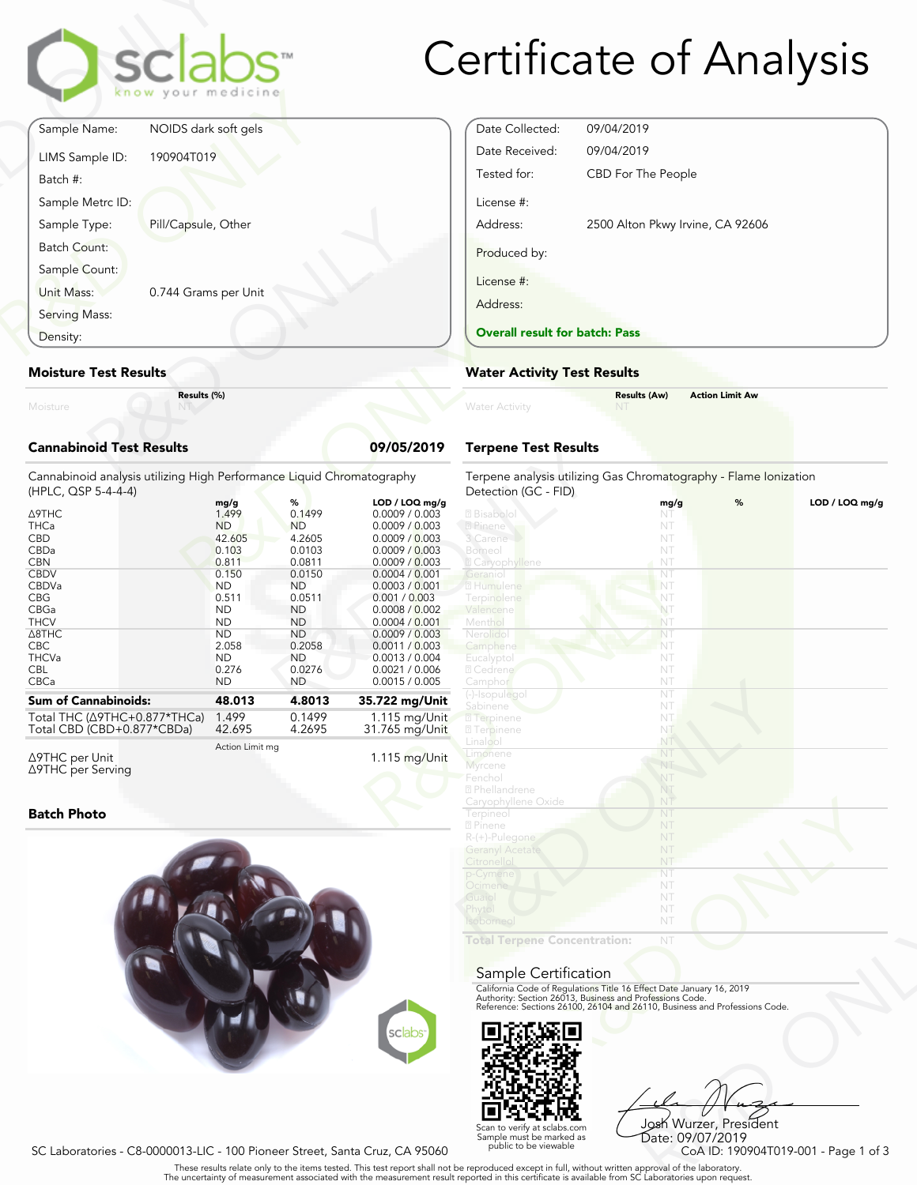# Certificate of Analysis

| | |
|---|---|
| Sample Name: | NOIDS dark soft gels |
| LIMS Sample ID: | 190904T019 |
| Batch #: | |
| Sample Metrc ID: | |
| Sample Type: | Pill/Capsule, Other |
| Batch Count: | |
| Sample Count: | |
| Unit Mass: | 0.744 Grams per Unit |
| Serving Mass: | |
| Density: | |

| | |
|---|---|
| Date Collected: | 09/04/2019 |
| Date Received: | 09/04/2019 |
| Tested for: | CBD For The People |
| License #: | |
| Address: | 2500 Alton Pkwy Irvine, CA 92606 |
| Produced by: | |
| License #: | |
| Address: | |

**Overall result for batch: Pass**

## Moisture Test Results

| | Results (%) |
|---|---|
| Moisture | NT |

## Water Activity Test Results

| | Results (Aw) | Action Limit Aw |
|---|---|---|
| Water Activity | NT | |

## Cannabinoid Test Results — 09/05/2019

Cannabinoid analysis utilizing High Performance Liquid Chromatography (HPLC, QSP 5-4-4-4)

| | mg/g | % | LOD / LOQ mg/g |
|---|---|---|---|
| Δ9THC | 1.499 | 0.1499 | 0.0009 / 0.003 |
| THCa | ND | ND | 0.0009 / 0.003 |
| CBD | 42.605 | 4.2605 | 0.0009 / 0.003 |
| CBDa | 0.103 | 0.0103 | 0.0009 / 0.003 |
| CBN | 0.811 | 0.0811 | 0.0009 / 0.003 |
| CBDV | 0.150 | 0.0150 | 0.0004 / 0.001 |
| CBDVa | ND | ND | 0.0003 / 0.001 |
| CBG | 0.511 | 0.0511 | 0.001 / 0.003 |
| CBGa | ND | ND | 0.0008 / 0.002 |
| THCV | ND | ND | 0.0004 / 0.001 |
| Δ8THC | ND | ND | 0.0009 / 0.003 |
| CBC | 2.058 | 0.2058 | 0.0011 / 0.003 |
| THCVa | ND | ND | 0.0013 / 0.004 |
| CBL | 0.276 | 0.0276 | 0.0021 / 0.006 |
| CBCa | ND | ND | 0.0015 / 0.005 |
| **Sum of Cannabinoids:** | **48.013** | **4.8013** | **35.722 mg/Unit** |
| Total THC (Δ9THC+0.877*THCa) | 1.499 | 0.1499 | 1.115 mg/Unit |
| Total CBD (CBD+0.877*CBDa) | 42.695 | 4.2695 | 31.765 mg/Unit |

| | Action Limit mg | |
|---|---|---|
| Δ9THC per Unit | | 1.115 mg/Unit |
| Δ9THC per Serving | | |

## Terpene Test Results

Terpene analysis utilizing Gas Chromatography - Flame Ionization Detection (GC - FID)

| | mg/g | % | LOD / LOQ mg/g |
|---|---|---|---|
| Bisabolol | NT | | |
| Pinene | NT | | |
| 3 Carene | NT | | |
| Borneol | NT | | |
| Caryophyllene | NT | | |
| Geraniol | NT | | |
| Humulene | NT | | |
| Terpinolene | NT | | |
| Valencene | NT | | |
| Menthol | NT | | |
| Nerolidol | NT | | |
| Camphene | NT | | |
| Eucalyptol | NT | | |
| Cedrene | NT | | |
| Camphor | NT | | |
| (-)-Isopulegol | NT | | |
| Sabinene | NT | | |
| Terpinene | NT | | |
| Terpinene | NT | | |
| Linalool | NT | | |
| Limonene | NT | | |
| Myrcene | NT | | |
| Fenchol | NT | | |
| Phellandrene | NT | | |
| Caryophyllene Oxide | NT | | |
| Terpineol | NT | | |
| Pinene | NT | | |
| R-(+)-Pulegone | NT | | |
| Geranyl Acetate | NT | | |
| Citronellol | NT | | |
| p-Cymene | NT | | |
| Ocimene | NT | | |
| Guaiol | NT | | |
| Phytol | NT | | |
| Isoborneol | NT | | |
| **Total Terpene Concentration:** | NT | | |

## Batch Photo

## Sample Certification

California Code of Regulations Title 16 Effect Date January 16, 2019
Authority: Section 26013, Business and Professions Code.
Reference: Sections 26100, 26104 and 26110, Business and Professions Code.

Scan to verify at sclabs.com
Sample must be marked as public to be viewable

Josh Wurzer, President
Date: 09/07/2019

SC Laboratories - C8-0000013-LIC - 100 Pioneer Street, Santa Cruz, CA 95060

CoA ID: 190904T019-001

These results relate only to the items tested. This test report shall not be reproduced except in full, without written approval of the laboratory.
The uncertainty of measurement associated with the measurement result reported in this certificate is available from SC Laboratories upon request.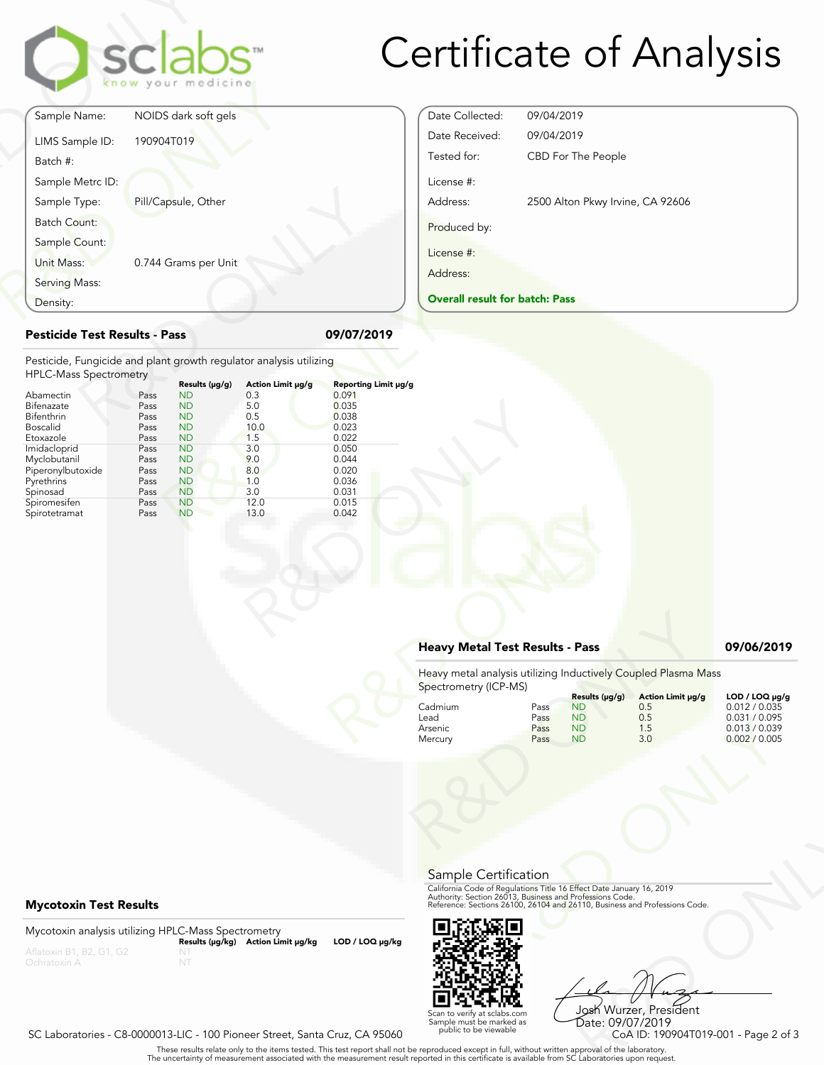# Certificate of Analysis

sclabs — know your medicine

| | |
|---|---|
| Sample Name: | NOIDS dark soft gels |
| LIMS Sample ID: | 190904T019 |
| Batch #: | |
| Sample Metrc ID: | |
| Sample Type: | Pill/Capsule, Other |
| Batch Count: | |
| Sample Count: | |
| Unit Mass: | 0.744 Grams per Unit |
| Serving Mass: | |
| Density: | |

| | |
|---|---|
| Date Collected: | 09/04/2019 |
| Date Received: | 09/04/2019 |
| Tested for: | CBD For The People |
| License #: | |
| Address: | 2500 Alton Pkwy Irvine, CA 92606 |
| Produced by: | |
| License #: | |
| Address: | |

**Overall result for batch: Pass**

## Pesticide Test Results - Pass

**09/07/2019**

Pesticide, Fungicide and plant growth regulator analysis utilizing HPLC-Mass Spectrometry

| | | Results (µg/g) | Action Limit µg/g | Reporting Limit µg/g |
|---|---|---|---|---|
| Abamectin | Pass | ND | 0.3 | 0.091 |
| Bifenazate | Pass | ND | 5.0 | 0.035 |
| Bifenthrin | Pass | ND | 0.5 | 0.038 |
| Boscalid | Pass | ND | 10.0 | 0.023 |
| Etoxazole | Pass | ND | 1.5 | 0.022 |
| Imidacloprid | Pass | ND | 3.0 | 0.050 |
| Myclobutanil | Pass | ND | 9.0 | 0.044 |
| Piperonylbutoxide | Pass | ND | 8.0 | 0.020 |
| Pyrethrins | Pass | ND | 1.0 | 0.036 |
| Spinosad | Pass | ND | 3.0 | 0.031 |
| Spiromesifen | Pass | ND | 12.0 | 0.015 |
| Spirotetramat | Pass | ND | 13.0 | 0.042 |

## Heavy Metal Test Results - Pass

**09/06/2019**

Heavy metal analysis utilizing Inductively Coupled Plasma Mass Spectrometry (ICP-MS)

| | | Results (µg/g) | Action Limit µg/g | LOD / LOQ µg/g |
|---|---|---|---|---|
| Cadmium | Pass | ND | 0.5 | 0.012 / 0.035 |
| Lead | Pass | ND | 0.5 | 0.031 / 0.095 |
| Arsenic | Pass | ND | 1.5 | 0.013 / 0.039 |
| Mercury | Pass | ND | 3.0 | 0.002 / 0.005 |

## Mycotoxin Test Results

Mycotoxin analysis utilizing HPLC-Mass Spectrometry

| | Results (µg/kg) | Action Limit µg/kg | LOD / LOQ µg/kg |
|---|---|---|---|
| Aflatoxin B1, B2, G1, G2 | NT | | |
| Ochratoxin A | NT | | |

## Sample Certification

California Code of Regulations Title 16 Effect Date January 16, 2019
Authority: Section 26013, Business and Professions Code.
Reference: Sections 26100, 26104 and 26110, Business and Professions Code.

Scan to verify at sclabs.com
Sample must be marked as public to be viewable

Josh Wurzer, President
Date: 09/07/2019

SC Laboratories - C8-0000013-LIC - 100 Pioneer Street, Santa Cruz, CA 95060

CoA ID: 190904T019-001

These results relate only to the items tested. This test report shall not be reproduced except in full, without written approval of the laboratory.
The uncertainty of measurement associated with the measurement result reported in this certificate is available from SC Laboratories upon request.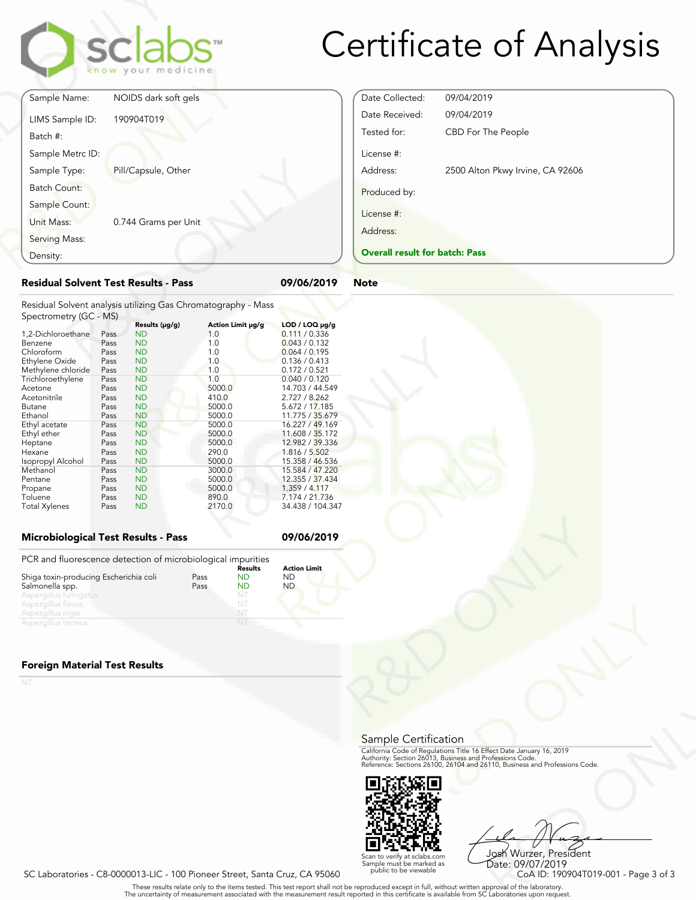# Certificate of Analysis

sclabs
know your medicine

| | |
|---|---|
| Sample Name: | NOIDS dark soft gels |
| LIMS Sample ID: | 190904T019 |
| Batch #: | |
| Sample Metrc ID: | |
| Sample Type: | Pill/Capsule, Other |
| Batch Count: | |
| Sample Count: | |
| Unit Mass: | 0.744 Grams per Unit |
| Serving Mass: | |
| Density: | |

| | |
|---|---|
| Date Collected: | 09/04/2019 |
| Date Received: | 09/04/2019 |
| Tested for: | CBD For The People |
| License #: | |
| Address: | 2500 Alton Pkwy Irvine, CA 92606 |
| Produced by: | |
| License #: | |
| Address: | |

**Overall result for batch: Pass**

## Residual Solvent Test Results - Pass

**09/06/2019**

Residual Solvent analysis utilizing Gas Chromatography - Mass Spectrometry (GC - MS)

| | | Results (µg/g) | Action Limit µg/g | LOD / LOQ µg/g |
|---|---|---|---|---|
| 1,2-Dichloroethane | Pass | ND | 1.0 | 0.111 / 0.336 |
| Benzene | Pass | ND | 1.0 | 0.043 / 0.132 |
| Chloroform | Pass | ND | 1.0 | 0.064 / 0.195 |
| Ethylene Oxide | Pass | ND | 1.0 | 0.136 / 0.413 |
| Methylene chloride | Pass | ND | 1.0 | 0.172 / 0.521 |
| Trichloroethylene | Pass | ND | 1.0 | 0.040 / 0.120 |
| Acetone | Pass | ND | 5000.0 | 14.703 / 44.549 |
| Acetonitrile | Pass | ND | 410.0 | 2.727 / 8.262 |
| Butane | Pass | ND | 5000.0 | 5.672 / 17.185 |
| Ethanol | Pass | ND | 5000.0 | 11.775 / 35.679 |
| Ethyl acetate | Pass | ND | 5000.0 | 16.227 / 49.169 |
| Ethyl ether | Pass | ND | 5000.0 | 11.608 / 35.172 |
| Heptane | Pass | ND | 5000.0 | 12.982 / 39.336 |
| Hexane | Pass | ND | 290.0 | 1.816 / 5.502 |
| Isopropyl Alcohol | Pass | ND | 5000.0 | 15.358 / 46.536 |
| Methanol | Pass | ND | 3000.0 | 15.584 / 47.220 |
| Pentane | Pass | ND | 5000.0 | 12.355 / 37.434 |
| Propane | Pass | ND | 5000.0 | 1.359 / 4.117 |
| Toluene | Pass | ND | 890.0 | 7.174 / 21.736 |
| Total Xylenes | Pass | ND | 2170.0 | 34.438 / 104.347 |

## Microbiological Test Results - Pass

**09/06/2019**

PCR and fluorescence detection of microbiological impurities

| | | Results | Action Limit |
|---|---|---|---|
| Shiga toxin-producing Escherichia coli | Pass | ND | ND |
| Salmonella spp. | Pass | ND | ND |
| Aspergillus fumigatus | | NT | |
| Aspergillus flavus | | NT | |
| Aspergillus niger | | NT | |
| Aspergillus terreus | | NT | |

## Foreign Material Test Results

NT

## Note

## Sample Certification

California Code of Regulations Title 16 Effect Date January 16, 2019
Authority: Section 26013, Business and Professions Code.
Reference: Sections 26100, 26104 and 26110, Business and Professions Code.

Scan to verify at sclabs.com
Sample must be marked as public to be viewable

Josh Wurzer, President
Date: 09/07/2019

SC Laboratories - C8-0000013-LIC - 100 Pioneer Street, Santa Cruz, CA 95060

CoA ID: 190904T019-001

These results relate only to the items tested. This test report shall not be reproduced except in full, without written approval of the laboratory.
The uncertainty of measurement associated with the measurement result reported in this certificate is available from SC Laboratories upon request.